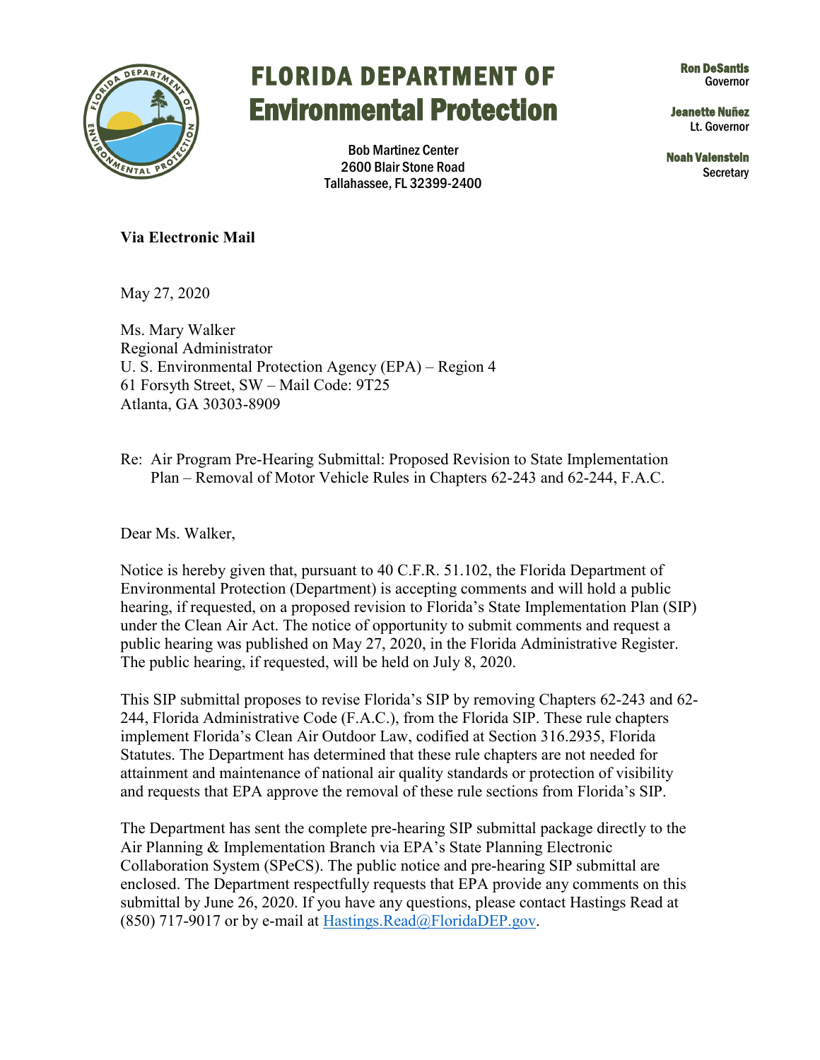# FLORIDA DEPARTMENT OF Environmental Protection

Bob Martinez Center
2600 Blair Stone Road
Tallahassee, FL 32399-2400

**Ron DeSantis**
Governor

**Jeanette Nuñez**
Lt. Governor

**Noah Valenstein**
Secretary

**Via Electronic Mail**

May 27, 2020

Ms. Mary Walker
Regional Administrator
U. S. Environmental Protection Agency (EPA) – Region 4
61 Forsyth Street, SW – Mail Code: 9T25
Atlanta, GA 30303-8909

Re: Air Program Pre-Hearing Submittal: Proposed Revision to State Implementation Plan – Removal of Motor Vehicle Rules in Chapters 62-243 and 62-244, F.A.C.

Dear Ms. Walker,

Notice is hereby given that, pursuant to 40 C.F.R. 51.102, the Florida Department of Environmental Protection (Department) is accepting comments and will hold a public hearing, if requested, on a proposed revision to Florida's State Implementation Plan (SIP) under the Clean Air Act. The notice of opportunity to submit comments and request a public hearing was published on May 27, 2020, in the Florida Administrative Register. The public hearing, if requested, will be held on July 8, 2020.

This SIP submittal proposes to revise Florida's SIP by removing Chapters 62-243 and 62-244, Florida Administrative Code (F.A.C.), from the Florida SIP. These rule chapters implement Florida's Clean Air Outdoor Law, codified at Section 316.2935, Florida Statutes. The Department has determined that these rule chapters are not needed for attainment and maintenance of national air quality standards or protection of visibility and requests that EPA approve the removal of these rule sections from Florida's SIP.

The Department has sent the complete pre-hearing SIP submittal package directly to the Air Planning & Implementation Branch via EPA's State Planning Electronic Collaboration System (SPeCS). The public notice and pre-hearing SIP submittal are enclosed. The Department respectfully requests that EPA provide any comments on this submittal by June 26, 2020. If you have any questions, please contact Hastings Read at (850) 717-9017 or by e-mail at Hastings.Read@FloridaDEP.gov.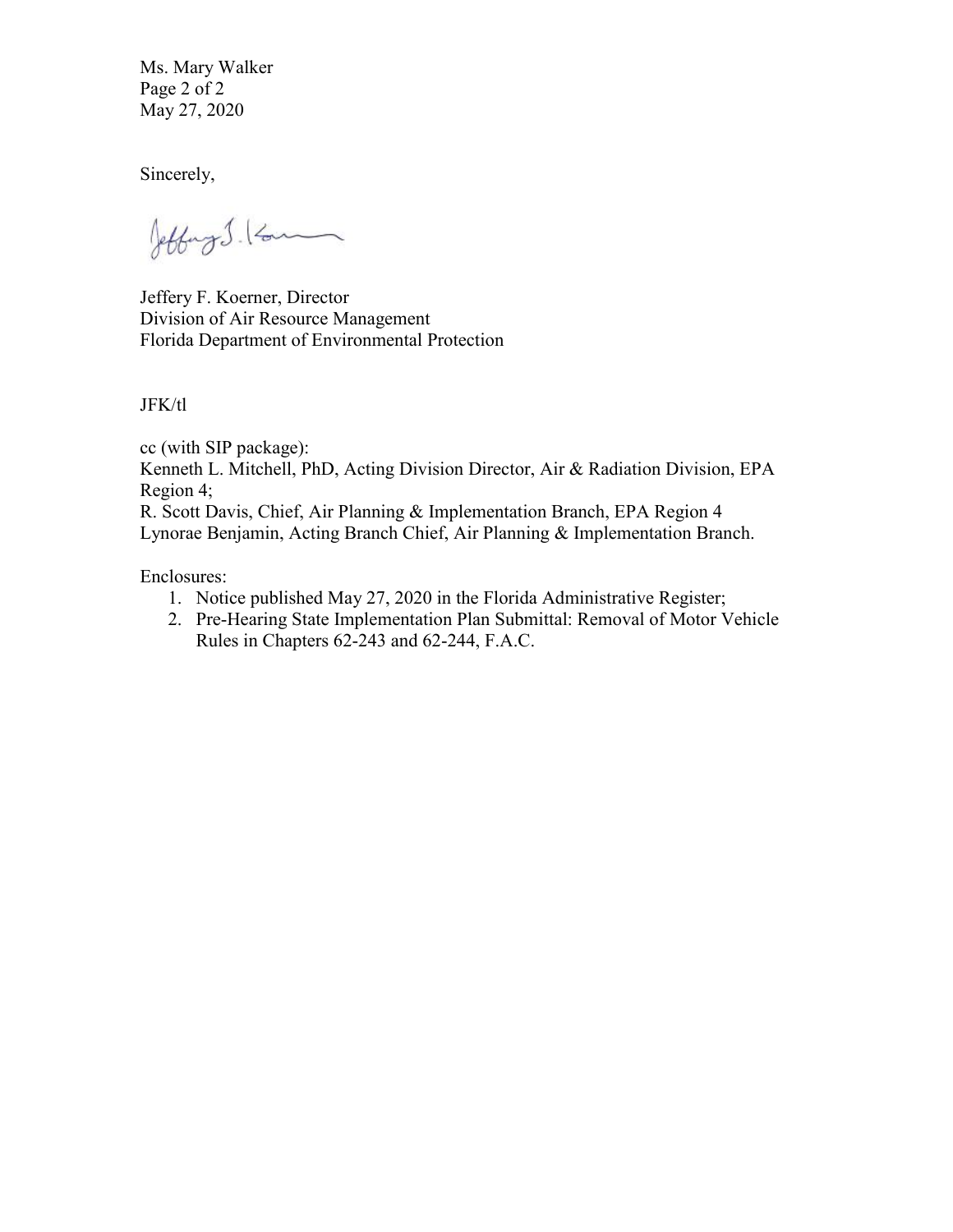Ms. Mary Walker
May 27, 2020

Sincerely,

Jeffery F. Koerner, Director
Division of Air Resource Management
Florida Department of Environmental Protection

JFK/tl

cc (with SIP package):
Kenneth L. Mitchell, PhD, Acting Division Director, Air & Radiation Division, EPA Region 4;
R. Scott Davis, Chief, Air Planning & Implementation Branch, EPA Region 4
Lynorae Benjamin, Acting Branch Chief, Air Planning & Implementation Branch.

Enclosures:

1. Notice published May 27, 2020 in the Florida Administrative Register;
2. Pre-Hearing State Implementation Plan Submittal: Removal of Motor Vehicle Rules in Chapters 62-243 and 62-244, F.A.C.